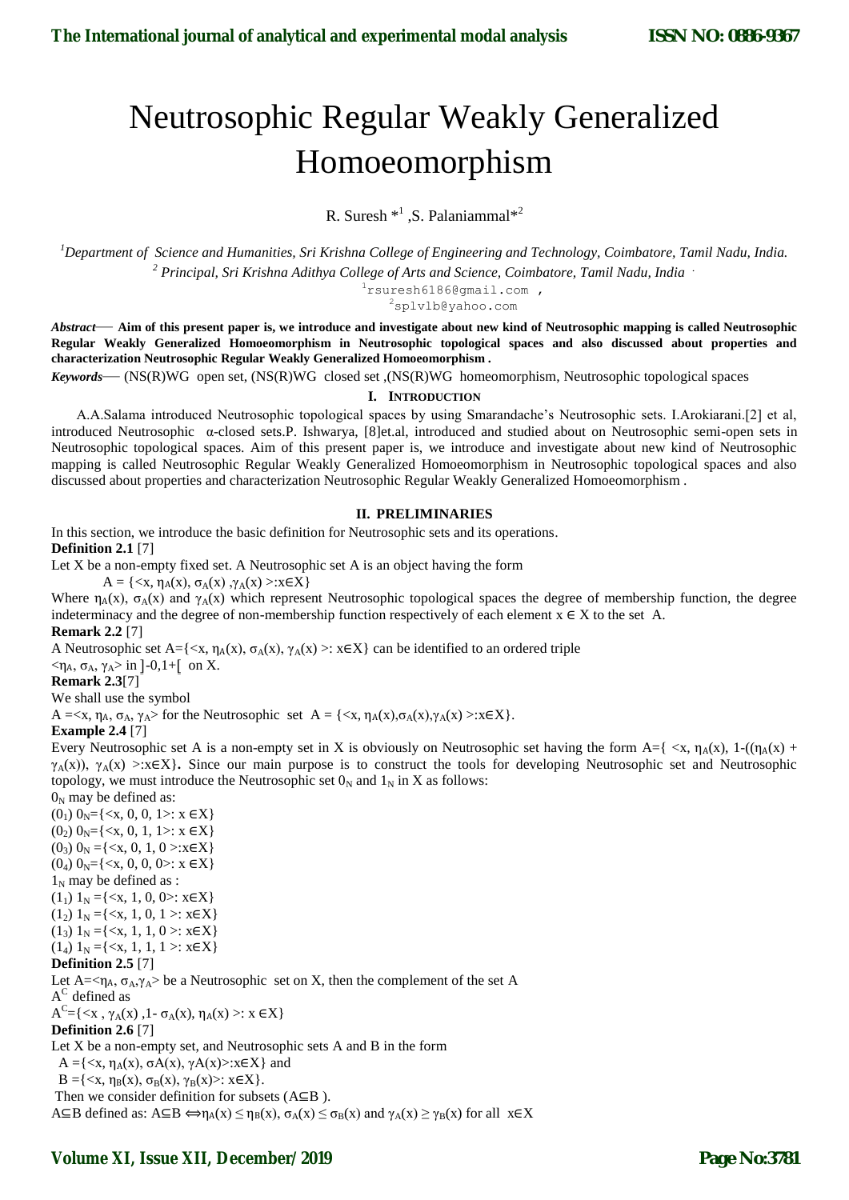# Neutrosophic Regular Weakly Generalized Homoeomorphism

R. Suresh *[1] ,S. Palaniammal*[2]

[1]*Department of Science and Humanities, Sri Krishna College of Engineering and Technology, Coimbatore, Tamil Nadu, India.*

[2] *Principal, Sri Krishna Adithya College of Arts and Science, Coimbatore, Tamil Nadu, India .*

[1]rsuresh6186@gmail.com ,

[2]splvlb@yahoo.com

***Abstract*— Aim of this present paper is, we introduce and investigate about new kind of Neutrosophic mapping is called Neutrosophic Regular Weakly Generalized Homoeomorphism in Neutrosophic topological spaces and also discussed about properties and characterization Neutrosophic Regular Weakly Generalized Homoeomorphism .**

***Keywords*—** (NS(R)WG open set, (NS(R)WG closed set ,(NS(R)WG homeomorphism, Neutrosophic topological spaces

## I. Introduction

A.A.Salama introduced Neutrosophic topological spaces by using Smarandache's Neutrosophic sets. I.Arokiarani.[2] et al, introduced Neutrosophic α-closed sets.P. Ishwarya, [8]et.al, introduced and studied about on Neutrosophic semi-open sets in Neutrosophic topological spaces. Aim of this present paper is, we introduce and investigate about new kind of Neutrosophic mapping is called Neutrosophic Regular Weakly Generalized Homoeomorphism in Neutrosophic topological spaces and also discussed about properties and characterization Neutrosophic Regular Weakly Generalized Homoeomorphism .

## II. PRELIMINARIES

In this section, we introduce the basic definition for Neutrosophic sets and its operations.

**Definition 2.1** [7]

Let X be a non-empty fixed set. A Neutrosophic set A is an object having the form

$A = \{<x, \eta_A(x), \sigma_A(x), \gamma_A(x)>: x\in X\}$

Where $\eta_A(x)$, $\sigma_A(x)$ and $\gamma_A(x)$ which represent Neutrosophic topological spaces the degree of membership function, the degree indeterminacy and the degree of non-membership function respectively of each element $x \in X$ to the set A.

**Remark 2.2** [7]

A Neutrosophic set $A=\{<x, \eta_A(x), \sigma_A(x), \gamma_A(x)>: x\in X\}$ can be identified to an ordered triple

$<\eta_A, \sigma_A, \gamma_A>$ in $]^-0,1^+[$ on X.

**Remark 2.3**[7]

We shall use the symbol

$A =<x, \eta_A, \sigma_A, \gamma_A>$ for the Neutrosophic set $A = \{<x, \eta_A(x),\sigma_A(x),\gamma_A(x)>:x\in X\}$.

**Example 2.4** [7]

Every Neutrosophic set A is a non-empty set in X is obviously on Neutrosophic set having the form $A=\{ <x, \eta_A(x), 1-((\eta_A(x) + \gamma_A(x)), \gamma_A(x) >:x\in X\}$**.** Since our main purpose is to construct the tools for developing Neutrosophic set and Neutrosophic topology, we must introduce the Neutrosophic set $0_N$ and $1_N$ in X as follows:

$0_N$ may be defined as:

$(0_1)$ $0_N=\{<x, 0, 0, 1>: x \in X\}$

$(0_2)$ $0_N=\{<x, 0, 1, 1>: x \in X\}$

$(0_3)$ $0_N =\{<x, 0, 1, 0 >:x\in X\}$

$(0_4)$ $0_N=\{<x, 0, 0, 0>: x \in X\}$

$1_N$ may be defined as :

$(1_1)$ $1_N =\{<x, 1, 0, 0>: x\in X\}$

$(1_2)$ $1_N =\{<x, 1, 0, 1 >: x\in X\}$

$(1_3)$ $1_N =\{<x, 1, 1, 0 >: x\in X\}$

$(1_4)$ $1_N =\{<x, 1, 1, 1 >: x\in X\}$

**Definition 2.5** [7]

Let $A=<\eta_A, \sigma_A,\gamma_A>$ be a Neutrosophic set on X, then the complement of the set A

$A^C$ defined as

$A^C=\{<x , \gamma_A(x) ,1- \sigma_A(x), \eta_A(x) >: x \in X\}$

**Definition 2.6** [7]

Let X be a non-empty set, and Neutrosophic sets A and B in the form

$A =\{<x, \eta_A(x), \sigma A(x), \gamma A(x)>:x\in X\}$ and

$B =\{<x, \eta_B(x), \sigma_B(x), \gamma_B(x)>: x\in X\}$.

Then we consider definition for subsets ($A\subseteq B$ ).

$A\subseteq B$ defined as: $A\subseteq B \Leftrightarrow \eta_A(x) \leq \eta_B(x), \sigma_A(x) \leq \sigma_B(x)$ and $\gamma_A(x) \geq \gamma_B(x)$ for all $x\in X$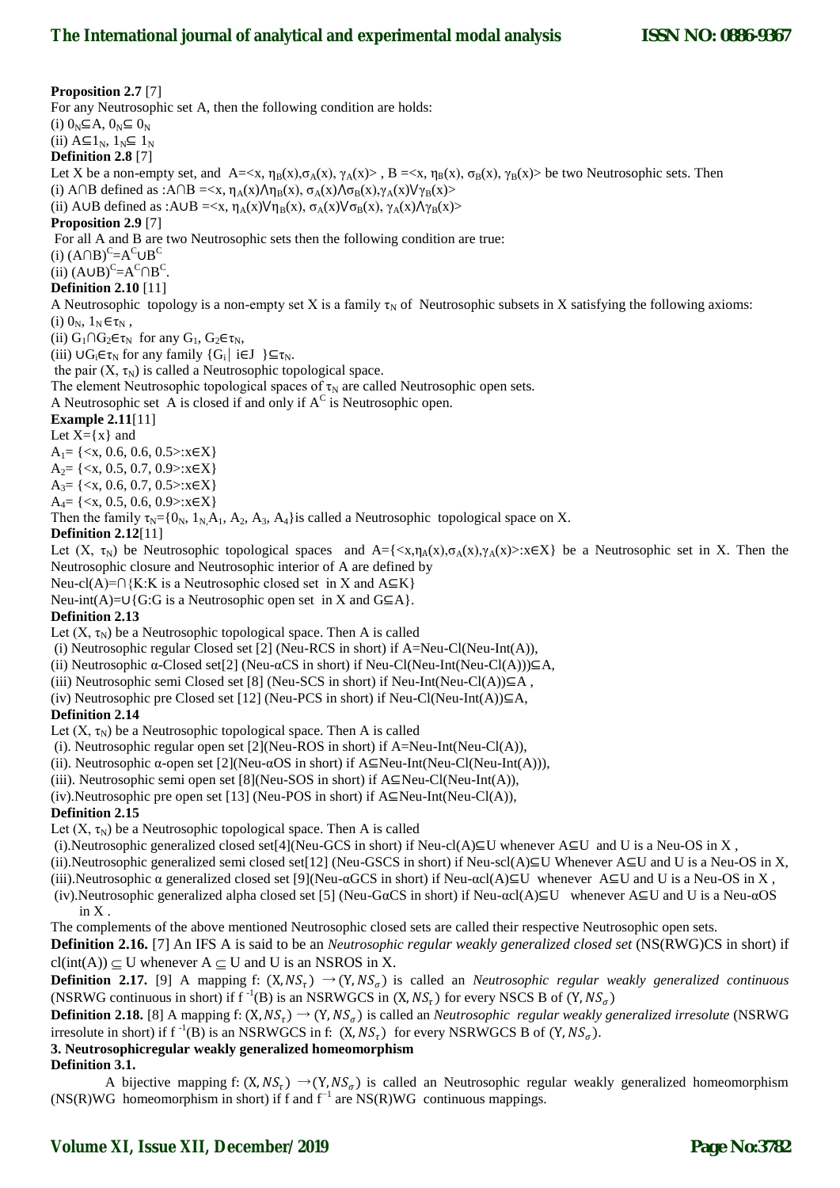**Proposition 2.7** [7]

For any Neutrosophic set A, then the following condition are holds:

(i) $0_N \subseteq A$, $0_N \subseteq 0_N$

(ii) $A \subseteq 1_N$, $1_N \subseteq 1_N$

**Definition 2.8** [7]

Let X be a non-empty set, and $A=<x, \eta_B(x), \sigma_A(x), \gamma_A(x)>$ , $B =<x, \eta_B(x), \sigma_B(x), \gamma_B(x)>$ be two Neutrosophic sets. Then

(i) $A \cap B$ defined as :$A \cap B =<x, \eta_A(x) \wedge \eta_B(x), \sigma_A(x) \wedge \sigma_B(x), \gamma_A(x) \vee \gamma_B(x)>$

(ii) $A \cup B$ defined as :$A \cup B =<x, \eta_A(x) \vee \eta_B(x), \sigma_A(x) \vee \sigma_B(x), \gamma_A(x) \wedge \gamma_B(x)>$

**Proposition 2.9** [7]

For all A and B are two Neutrosophic sets then the following condition are true:

(i) $(A \cap B)^C = A^C \cup B^C$

(ii) $(A \cup B)^C = A^C \cap B^C$.

**Definition 2.10** [11]

A Neutrosophic topology is a non-empty set X is a family $\tau_N$ of Neutrosophic subsets in X satisfying the following axioms:

(i) $0_N, 1_N \in \tau_N$ ,

(ii) $G_1 \cap G_2 \in \tau_N$ for any $G_1, G_2 \in \tau_N$,

(iii) $\cup G_i \in \tau_N$ for any family $\{G_i | i \in J \} \subseteq \tau_N$.

the pair $(X, \tau_N)$ is called a Neutrosophic topological space.

The element Neutrosophic topological spaces of $\tau_N$ are called Neutrosophic open sets.

A Neutrosophic set A is closed if and only if $A^C$ is Neutrosophic open.

**Example 2.11**[11]

Let $X=\{x\}$ and

$A_1= \{<x, 0.6, 0.6, 0.5>:x \in X\}$

$A_2= \{<x, 0.5, 0.7, 0.9>:x \in X\}$

$A_3= \{<x, 0.6, 0.7, 0.5>:x \in X\}$

$A_4= \{<x, 0.5, 0.6, 0.9>:x \in X\}$

Then the family $\tau_N=\{0_N, 1_N, A_1, A_2, A_3, A_4\}$is called a Neutrosophic topological space on X.

**Definition 2.12**[11]

Let $(X, \tau_N)$ be Neutrosophic topological spaces and $A=\{<x,\eta_A(x),\sigma_A(x),\gamma_A(x)>:x \in X\}$ be a Neutrosophic set in X. Then the Neutrosophic closure and Neutrosophic interior of A are defined by

Neu-cl(A)=$\cap$\{K:K is a Neutrosophic closed set in X and A$\subseteq$K\}

Neu-int(A)=$\cup$\{G:G is a Neutrosophic open set in X and G$\subseteq$A\}.

**Definition 2.13**

Let $(X, \tau_N)$ be a Neutrosophic topological space. Then A is called

(i) Neutrosophic regular Closed set [2] (Neu-RCS in short) if A=Neu-Cl(Neu-Int(A)),

(ii) Neutrosophic $\alpha$-Closed set[2] (Neu-$\alpha$CS in short) if Neu-Cl(Neu-Int(Neu-Cl(A)))$\subseteq$A,

(iii) Neutrosophic semi Closed set [8] (Neu-SCS in short) if Neu-Int(Neu-Cl(A))$\subseteq$A ,

(iv) Neutrosophic pre Closed set [12] (Neu-PCS in short) if Neu-Cl(Neu-Int(A))$\subseteq$A,

**Definition 2.14**

Let $(X, \tau_N)$ be a Neutrosophic topological space. Then A is called

(i). Neutrosophic regular open set [2](Neu-ROS in short) if A=Neu-Int(Neu-Cl(A)),

(ii). Neutrosophic $\alpha$-open set [2](Neu-$\alpha$OS in short) if A$\subseteq$Neu-Int(Neu-Cl(Neu-Int(A))),

(iii). Neutrosophic semi open set [8](Neu-SOS in short) if A$\subseteq$Neu-Cl(Neu-Int(A)),

(iv).Neutrosophic pre open set [13] (Neu-POS in short) if A$\subseteq$Neu-Int(Neu-Cl(A)),

**Definition 2.15**

Let $(X, \tau_N)$ be a Neutrosophic topological space. Then A is called

(i).Neutrosophic generalized closed set[4](Neu-GCS in short) if Neu-cl(A)$\subseteq$U whenever A$\subseteq$U and U is a Neu-OS in X ,

(ii).Neutrosophic generalized semi closed set[12] (Neu-GSCS in short) if Neu-scl(A)$\subseteq$U Whenever A$\subseteq$U and U is a Neu-OS in X,

(iii).Neutrosophic $\alpha$ generalized closed set [9](Neu-$\alpha$GCS in short) if Neu-$\alpha$cl(A)$\subseteq$U whenever A$\subseteq$U and U is a Neu-OS in X ,

(iv).Neutrosophic generalized alpha closed set [5] (Neu-G$\alpha$CS in short) if Neu-$\alpha$cl(A)$\subseteq$U whenever A$\subseteq$U and U is a Neu-$\alpha$OS in X .

The complements of the above mentioned Neutrosophic closed sets are called their respective Neutrosophic open sets.

**Definition 2.16.** [7] An IFS A is said to be an *Neutrosophic regular weakly generalized closed set* (NS(RWG)CS in short) if cl(int(A)) $\subseteq$ U whenever A $\subseteq$ U and U is an NSROS in X.

**Definition 2.17.** [9] A mapping f: $(X, NS_\tau) \rightarrow (Y, NS_\sigma)$ is called an *Neutrosophic regular weakly generalized continuous* (NSRWG continuous in short) if $f^{-1}(B)$ is an NSRWGCS in $(X, NS_\tau)$ for every NSCS B of $(Y, NS_\sigma)$

**Definition 2.18.** [8] A mapping f: $(X, NS_\tau) \rightarrow (Y, NS_\sigma)$ is called an *Neutrosophic regular weakly generalized irresolute* (NSRWG irresolute in short) if $f^{-1}(B)$ is an NSRWGCS in f: $(X, NS_\tau)$ for every NSRWGCS B of $(Y, NS_\sigma)$.

## 3. Neutrosophicregular weakly generalized homeomorphism

**Definition 3.1.**

A bijective mapping f: $(X, NS_\tau) \rightarrow (Y, NS_\sigma)$ is called an Neutrosophic regular weakly generalized homeomorphism (NS(R)WG homeomorphism in short) if f and $f^{-1}$ are NS(R)WG continuous mappings.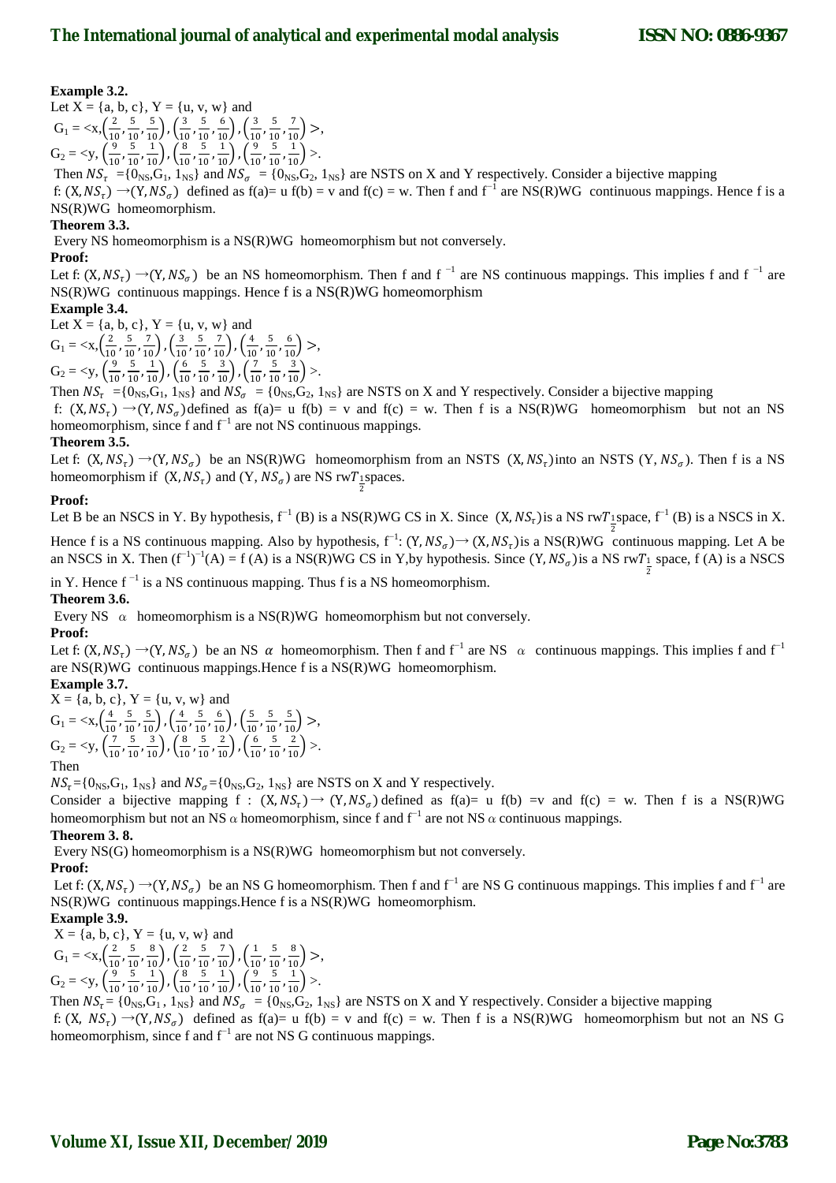**Example 3.2.**

Let X = {a, b, c}, Y = {u, v, w} and

$G_1 = <x, \left(\frac{2}{10}, \frac{5}{10}, \frac{5}{10}\right), \left(\frac{3}{10}, \frac{5}{10}, \frac{6}{10}\right), \left(\frac{3}{10}, \frac{5}{10}, \frac{7}{10}\right)>$,

$G_2 = <y, \left(\frac{9}{10}, \frac{5}{10}, \frac{1}{10}\right), \left(\frac{8}{10}, \frac{5}{10}, \frac{1}{10}\right), \left(\frac{9}{10}, \frac{5}{10}, \frac{1}{10}\right)>$.

Then $NS_\tau = \{0_{NS}, G_1, 1_{NS}\}$ and $NS_\sigma = \{0_{NS}, G_2, 1_{NS}\}$ are NSTS on X and Y respectively. Consider a bijective mapping f: $(X, NS_\tau) \to (Y, NS_\sigma)$ defined as f(a)= u f(b) = v and f(c) = w. Then f and $f^{-1}$ are NS(R)WG continuous mappings. Hence f is a NS(R)WG homeomorphism.

**Theorem 3.3.**

Every NS homeomorphism is a NS(R)WG homeomorphism but not conversely.

**Proof:**

Let f: $(X, NS_\tau) \to (Y, NS_\sigma)$ be an NS homeomorphism. Then f and $f^{-1}$ are NS continuous mappings. This implies f and $f^{-1}$ are NS(R)WG continuous mappings. Hence f is a NS(R)WG homeomorphism

**Example 3.4.**

Let X = {a, b, c}, Y = {u, v, w} and

$G_1 = <x, \left(\frac{2}{10}, \frac{5}{10}, \frac{7}{10}\right), \left(\frac{3}{10}, \frac{5}{10}, \frac{7}{10}\right), \left(\frac{4}{10}, \frac{5}{10}, \frac{6}{10}\right)>$,

$G_2 = <y, \left(\frac{9}{10}, \frac{5}{10}, \frac{1}{10}\right), \left(\frac{6}{10}, \frac{5}{10}, \frac{3}{10}\right), \left(\frac{7}{10}, \frac{5}{10}, \frac{3}{10}\right)>$.

Then $NS_\tau = \{0_{NS}, G_1, 1_{NS}\}$ and $NS_\sigma = \{0_{NS}, G_2, 1_{NS}\}$ are NSTS on X and Y respectively. Consider a bijective mapping f: $(X, NS_\tau) \to (Y, NS_\sigma)$ defined as f(a)= u f(b) = v and f(c) = w. Then f is a NS(R)WG homeomorphism but not an NS homeomorphism, since f and $f^{-1}$ are not NS continuous mappings.

**Theorem 3.5.**

Let f: $(X, NS_\tau) \to (Y, NS_\sigma)$ be an NS(R)WG homeomorphism from an NSTS $(X, NS_\tau)$ into an NSTS $(Y, NS_\sigma)$. Then f is a NS homeomorphism if $(X, NS_\tau)$ and $(Y, NS_\sigma)$ are NS rw$T_{\frac{1}{2}}$spaces.

**Proof:**

Let B be an NSCS in Y. By hypothesis, $f^{-1}$ (B) is a NS(R)WG CS in X. Since $(X, NS_\tau)$ is a NS rw$T_{\frac{1}{2}}$space, $f^{-1}$ (B) is a NSCS in X. Hence f is a NS continuous mapping. Also by hypothesis, $f^{-1}$: $(Y, NS_\sigma) \to (X, NS_\tau)$ is a NS(R)WG continuous mapping. Let A be an NSCS in X. Then $(f^{-1})^{-1}(A)$ = f (A) is a NS(R)WG CS in Y,by hypothesis. Since $(Y, NS_\sigma)$ is a NS rw$T_{\frac{1}{2}}$ space, f (A) is a NSCS in Y. Hence $f^{-1}$ is a NS continuous mapping. Thus f is a NS homeomorphism.

**Theorem 3.6.**

Every NS $\alpha$ homeomorphism is a NS(R)WG homeomorphism but not conversely.

**Proof:**

Let f: $(X, NS_\tau) \to (Y, NS_\sigma)$ be an NS $\alpha$ homeomorphism. Then f and $f^{-1}$ are NS $\alpha$ continuous mappings. This implies f and $f^{-1}$ are NS(R)WG continuous mappings.Hence f is a NS(R)WG homeomorphism.

**Example 3.7.**

X = {a, b, c}, Y = {u, v, w} and

$G_1 = <x, \left(\frac{4}{10}, \frac{5}{10}, \frac{5}{10}\right), \left(\frac{4}{10}, \frac{5}{10}, \frac{6}{10}\right), \left(\frac{5}{10}, \frac{5}{10}, \frac{5}{10}\right)>$,

$G_2 = <y, \left(\frac{7}{10}, \frac{5}{10}, \frac{3}{10}\right), \left(\frac{8}{10}, \frac{5}{10}, \frac{2}{10}\right), \left(\frac{6}{10}, \frac{5}{10}, \frac{2}{10}\right)>$.

Then

$NS_\tau = \{0_{NS}, G_1, 1_{NS}\}$ and $NS_\sigma = \{0_{NS}, G_2, 1_{NS}\}$ are NSTS on X and Y respectively.

Consider a bijective mapping f : $(X, NS_\tau) \to (Y, NS_\sigma)$ defined as f(a)= u f(b) =v and f(c) = w. Then f is a NS(R)WG homeomorphism but not an NS $\alpha$ homeomorphism, since f and $f^{-1}$ are not NS $\alpha$ continuous mappings.

**Theorem 3. 8.**

Every NS(G) homeomorphism is a NS(R)WG homeomorphism but not conversely.

**Proof:**

Let f: $(X, NS_\tau) \to (Y, NS_\sigma)$ be an NS G homeomorphism. Then f and $f^{-1}$ are NS G continuous mappings. This implies f and $f^{-1}$ are NS(R)WG continuous mappings.Hence f is a NS(R)WG homeomorphism.

**Example 3.9.**

X = {a, b, c}, Y = {u, v, w} and

$G_1 = <x, \left(\frac{2}{10}, \frac{5}{10}, \frac{8}{10}\right), \left(\frac{2}{10}, \frac{5}{10}, \frac{7}{10}\right), \left(\frac{1}{10}, \frac{5}{10}, \frac{8}{10}\right)>$,

$G_2 = <y, \left(\frac{9}{10}, \frac{5}{10}, \frac{1}{10}\right), \left(\frac{8}{10}, \frac{5}{10}, \frac{1}{10}\right), \left(\frac{9}{10}, \frac{5}{10}, \frac{1}{10}\right)>$.

Then $NS_\tau = \{0_{NS}, G_1, 1_{NS}\}$ and $NS_\sigma = \{0_{NS}, G_2, 1_{NS}\}$ are NSTS on X and Y respectively. Consider a bijective mapping f: $(X, NS_\tau) \to (Y, NS_\sigma)$ defined as f(a)= u f(b) = v and f(c) = w. Then f is a NS(R)WG homeomorphism but not an NS G homeomorphism, since f and $f^{-1}$ are not NS G continuous mappings.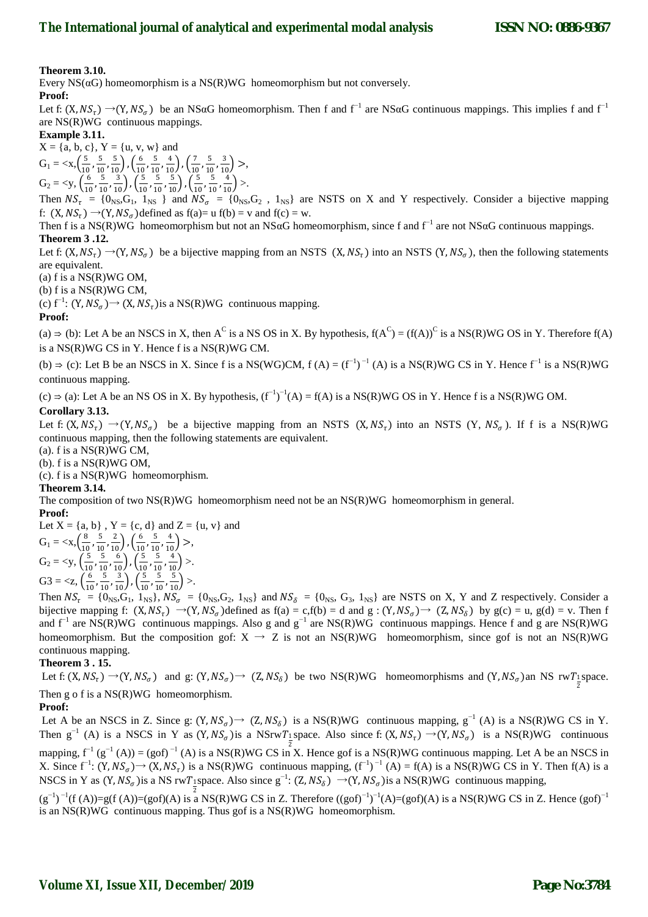**Theorem 3.10.**

Every NS(αG) homeomorphism is a NS(R)WG homeomorphism but not conversely.

**Proof:**

Let f: $(X, NS_\tau) \rightarrow (Y, NS_\sigma)$ be an NSαG homeomorphism. Then f and $f^{-1}$ are NSαG continuous mappings. This implies f and $f^{-1}$ are NS(R)WG continuous mappings.

**Example 3.11.**

X = {a, b, c}, Y = {u, v, w} and

$G_1 = \langle x, \left(\frac{5}{10}, \frac{5}{10}, \frac{5}{10}\right), \left(\frac{6}{10}, \frac{5}{10}, \frac{4}{10}\right), \left(\frac{7}{10}, \frac{5}{10}, \frac{3}{10}\right) \rangle$,

$G_2 = \langle y, \left(\frac{6}{10}, \frac{5}{10}, \frac{3}{10}\right), \left(\frac{5}{10}, \frac{5}{10}, \frac{5}{10}\right), \left(\frac{5}{10}, \frac{5}{10}, \frac{4}{10}\right) \rangle$.

Then $NS_\tau = \{0_{NS}, G_1, 1_{NS}\}$ and $NS_\sigma = \{0_{NS}, G_2, 1_{NS}\}$ are NSTS on X and Y respectively. Consider a bijective mapping f: $(X, NS_\tau) \rightarrow (Y, NS_\sigma)$ defined as f(a)= u f(b) = v and f(c) = w.

Then f is a NS(R)WG homeomorphism but not an NSαG homeomorphism, since f and $f^{-1}$ are not NSαG continuous mappings.

**Theorem 3 .12.**

Let f: $(X, NS_\tau) \rightarrow (Y, NS_\sigma)$ be a bijective mapping from an NSTS $(X, NS_\tau)$ into an NSTS $(Y, NS_\sigma)$, then the following statements are equivalent.

(a) f is a NS(R)WG OM,

(b) f is a NS(R)WG CM,

(c) $f^{-1}$: $(Y, NS_\sigma) \rightarrow (X, NS_\tau)$ is a NS(R)WG continuous mapping.

**Proof:**

(a) ⇒ (b): Let A be an NSCS in X, then $A^C$ is a NS OS in X. By hypothesis, $f(A^C) = (f(A))^C$ is a NS(R)WG OS in Y. Therefore f(A) is a NS(R)WG CS in Y. Hence f is a NS(R)WG CM.

(b) ⇒ (c): Let B be an NSCS in X. Since f is a NS(WG)CM, f (A) = $(f^{-1})^{-1}$ (A) is a NS(R)WG CS in Y. Hence $f^{-1}$ is a NS(R)WG continuous mapping.

(c) ⇒ (a): Let A be an NS OS in X. By hypothesis, $(f^{-1})^{-1}$(A) = f(A) is a NS(R)WG OS in Y. Hence f is a NS(R)WG OM.

**Corollary 3.13.**

Let f: $(X, NS_\tau) \rightarrow (Y, NS_\sigma)$ be a bijective mapping from an NSTS $(X, NS_\tau)$ into an NSTS $(Y, NS_\sigma)$. If f is a NS(R)WG continuous mapping, then the following statements are equivalent.

(a). f is a NS(R)WG CM,

(b). f is a NS(R)WG OM,

(c). f is a NS(R)WG homeomorphism.

**Theorem 3.14.**

The composition of two NS(R)WG homeomorphism need not be an NS(R)WG homeomorphism in general.

**Proof:**

Let X = {a, b} , Y = {c, d} and Z = {u, v} and

$G_1 = \langle x, \left(\frac{8}{10}, \frac{5}{10}, \frac{2}{10}\right), \left(\frac{6}{10}, \frac{5}{10}, \frac{4}{10}\right) \rangle$,

$G_2 = \langle y, \left(\frac{5}{10}, \frac{5}{10}, \frac{6}{10}\right), \left(\frac{5}{10}, \frac{5}{10}, \frac{4}{10}\right) \rangle$.

$G3 = \langle z, \left(\frac{6}{10}, \frac{5}{10}, \frac{3}{10}\right), \left(\frac{5}{10}, \frac{5}{10}, \frac{5}{10}\right) \rangle$.

Then $NS_\tau = \{0_{NS}, G_1, 1_{NS}\}$, $NS_\sigma = \{0_{NS}, G_2, 1_{NS}\}$ and $NS_\delta = \{0_{NS}, G_3, 1_{NS}\}$ are NSTS on X, Y and Z respectively. Consider a bijective mapping f: $(X, NS_\tau) \rightarrow (Y, NS_\sigma)$ defined as f(a) = c,f(b) = d and g : $(Y, NS_\sigma) \rightarrow (Z, NS_\delta)$ by g(c) = u, g(d) = v. Then f and $f^{-1}$ are NS(R)WG continuous mappings. Also g and $g^{-1}$ are NS(R)WG continuous mappings. Hence f and g are NS(R)WG homeomorphism. But the composition gof: X → Z is not an NS(R)WG homeomorphism, since gof is not an NS(R)WG continuous mapping.

**Theorem 3 . 15.**

Let f: $(X, NS_\tau) \rightarrow (Y, NS_\sigma)$ and g: $(Y, NS_\sigma) \rightarrow (Z, NS_\delta)$ be two NS(R)WG homeomorphisms and $(Y, NS_\sigma)$ an NS rw$T_{\frac{1}{2}}$ space. Then g o f is a NS(R)WG homeomorphism.

**Proof:**

Let A be an NSCS in Z. Since g: $(Y, NS_\sigma) \rightarrow (Z, NS_\delta)$ is a NS(R)WG continuous mapping, $g^{-1}$ (A) is a NS(R)WG CS in Y. Then $g^{-1}$ (A) is a NSCS in Y as $(Y, NS_\sigma)$ is a NSrw$T_{\frac{1}{2}}$ space. Also since f: $(X, NS_\tau) \rightarrow (Y, NS_\sigma)$ is a NS(R)WG continuous mapping, $f^{-1}$ ($g^{-1}$ (A)) = $(gof)^{-1}$ (A) is a NS(R)WG CS in X. Hence gof is a NS(R)WG continuous mapping. Let A be an NSCS in X. Since $f^{-1}$: $(Y, NS_\sigma) \rightarrow (X, NS_\tau)$ is a NS(R)WG continuous mapping, $(f^{-1})^{-1}$ (A) = f(A) is a NS(R)WG CS in Y. Then f(A) is a NSCS in Y as $(Y, NS_\sigma)$ is a NS rw$T_{\frac{1}{2}}$ space. Also since $g^{-1}$: $(Z, NS_\delta) \rightarrow (Y, NS_\sigma)$ is a NS(R)WG continuous mapping,

$(g^{-1})^{-1}$(f (A))=g(f (A))=(gof)(A) is a NS(R)WG CS in Z. Therefore $((gof)^{-1})^{-1}$(A)=(gof)(A) is a NS(R)WG CS in Z. Hence $(gof)^{-1}$ is an NS(R)WG continuous mapping. Thus gof is a NS(R)WG homeomorphism.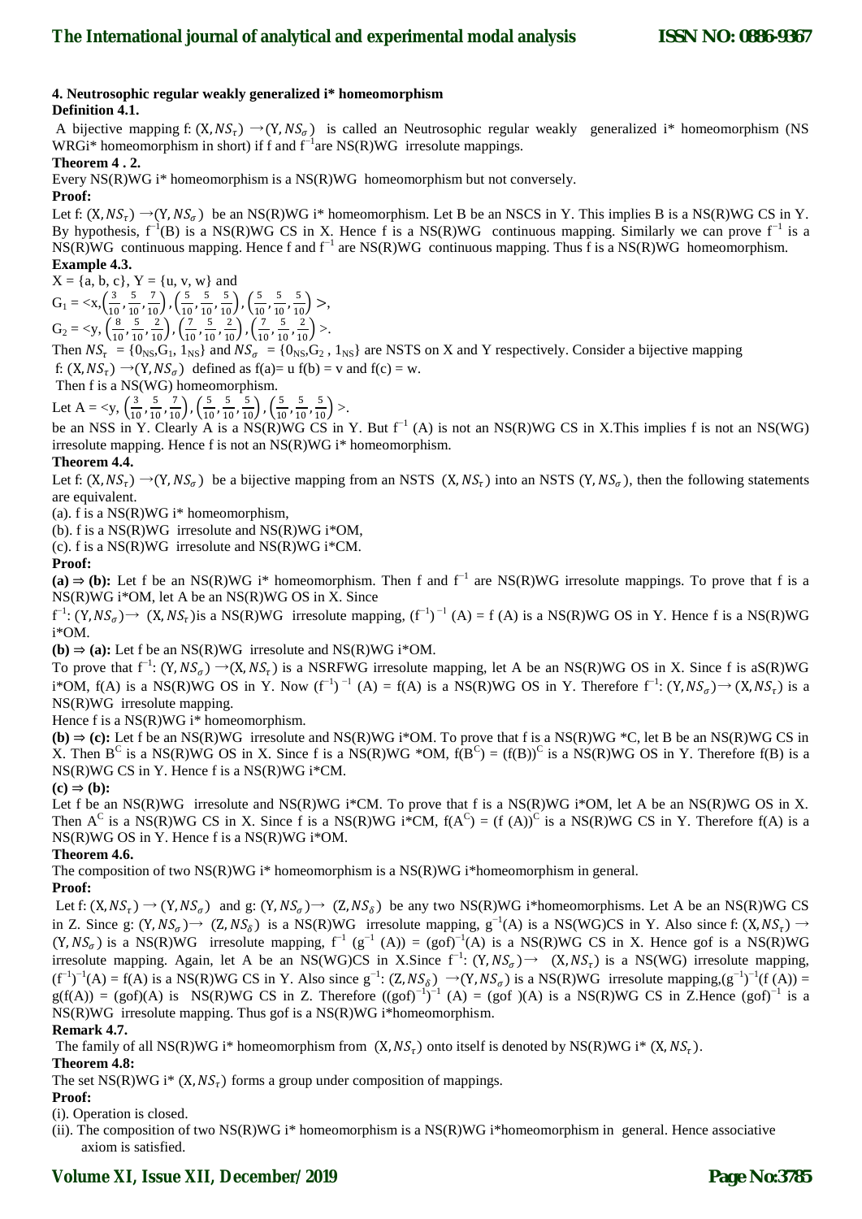**4. Neutrosophic regular weakly generalized i* homeomorphism**

**Definition 4.1.**

A bijective mapping f: $(X, NS_\tau) \rightarrow (Y, NS_\sigma)$ is called an Neutrosophic regular weakly generalized i* homeomorphism (NS WRGi* homeomorphism in short) if f and $f^{-1}$are NS(R)WG irresolute mappings.

**Theorem 4 . 2.**

Every NS(R)WG i* homeomorphism is a NS(R)WG homeomorphism but not conversely.

**Proof:**

Let f: $(X, NS_\tau) \rightarrow (Y, NS_\sigma)$ be an NS(R)WG i* homeomorphism. Let B be an NSCS in Y. This implies B is a NS(R)WG CS in Y. By hypothesis, $f^{-1}(B)$ is a NS(R)WG CS in X. Hence f is a NS(R)WG continuous mapping. Similarly we can prove $f^{-1}$ is a NS(R)WG continuous mapping. Hence f and $f^{-1}$ are NS(R)WG continuous mapping. Thus f is a NS(R)WG homeomorphism.

**Example 4.3.**

X = {a, b, c}, Y = {u, v, w} and

$G_1 = \langle x, \left(\frac{3}{10}, \frac{5}{10}, \frac{7}{10}\right), \left(\frac{5}{10}, \frac{5}{10}, \frac{5}{10}\right), \left(\frac{5}{10}, \frac{5}{10}, \frac{5}{10}\right) \rangle$,

$G_2 = \langle y, \left(\frac{8}{10}, \frac{5}{10}, \frac{2}{10}\right), \left(\frac{7}{10}, \frac{5}{10}, \frac{2}{10}\right), \left(\frac{7}{10}, \frac{5}{10}, \frac{2}{10}\right) \rangle$.

Then $NS_\tau = \{0_{NS}, G_1, 1_{NS}\}$ and $NS_\sigma = \{0_{NS}, G_2, 1_{NS}\}$ are NSTS on X and Y respectively. Consider a bijective mapping f: $(X, NS_\tau) \rightarrow (Y, NS_\sigma)$ defined as f(a)= u f(b) = v and f(c) = w.

Then f is a NS(WG) homeomorphism.

Let $A = \langle y, \left(\frac{3}{10}, \frac{5}{10}, \frac{7}{10}\right), \left(\frac{5}{10}, \frac{5}{10}, \frac{5}{10}\right), \left(\frac{5}{10}, \frac{5}{10}, \frac{5}{10}\right) \rangle$.

be an NSS in Y. Clearly A is a NS(R)WG CS in Y. But $f^{-1}$ (A) is not an NS(R)WG CS in X.This implies f is not an NS(WG) irresolute mapping. Hence f is not an NS(R)WG i* homeomorphism.

**Theorem 4.4.**

Let f: $(X, NS_\tau) \rightarrow (Y, NS_\sigma)$ be a bijective mapping from an NSTS $(X, NS_\tau)$ into an NSTS $(Y, NS_\sigma)$, then the following statements are equivalent.

(a). f is a NS(R)WG i* homeomorphism,

(b). f is a NS(R)WG irresolute and NS(R)WG i*OM,

(c). f is a NS(R)WG irresolute and NS(R)WG i*CM.

**Proof:**

**(a) ⇒ (b):** Let f be an NS(R)WG i* homeomorphism. Then f and $f^{-1}$ are NS(R)WG irresolute mappings. To prove that f is a NS(R)WG i*OM, let A be an NS(R)WG OS in X. Since

$f^{-1}$: $(Y, NS_\sigma) \rightarrow (X, NS_\tau)$is a NS(R)WG irresolute mapping, $(f^{-1})^{-1}$ (A) = f (A) is a NS(R)WG OS in Y. Hence f is a NS(R)WG i*OM.

**(b) ⇒ (a):** Let f be an NS(R)WG irresolute and NS(R)WG i*OM.

To prove that $f^{-1}$: $(Y, NS_\sigma) \rightarrow (X, NS_\tau)$ is a NSRFWG irresolute mapping, let A be an NS(R)WG OS in X. Since f is aS(R)WG i*OM, f(A) is a NS(R)WG OS in Y. Now $(f^{-1})^{-1}$ (A) = f(A) is a NS(R)WG OS in Y. Therefore $f^{-1}$: $(Y, NS_\sigma) \rightarrow (X, NS_\tau)$ is a NS(R)WG irresolute mapping.

Hence f is a NS(R)WG i* homeomorphism.

**(b) ⇒ (c):** Let f be an NS(R)WG irresolute and NS(R)WG i*OM. To prove that f is a NS(R)WG *C, let B be an NS(R)WG CS in X. Then $B^C$ is a NS(R)WG OS in X. Since f is a NS(R)WG *OM, $f(B^C) = (f(B))^C$ is a NS(R)WG OS in Y. Therefore f(B) is a NS(R)WG CS in Y. Hence f is a NS(R)WG i*CM.

**(c) ⇒ (b):**

Let f be an NS(R)WG irresolute and NS(R)WG i*CM. To prove that f is a NS(R)WG i*OM, let A be an NS(R)WG OS in X. Then $A^C$ is a NS(R)WG CS in X. Since f is a NS(R)WG i*CM, $f(A^C) = (f(A))^C$ is a NS(R)WG CS in Y. Therefore f(A) is a NS(R)WG OS in Y. Hence f is a NS(R)WG i*OM.

**Theorem 4.6.**

The composition of two NS(R)WG i* homeomorphism is a NS(R)WG i*homeomorphism in general.

**Proof:**

Let f: $(X, NS_\tau) \rightarrow (Y, NS_\sigma)$ and g: $(Y, NS_\sigma) \rightarrow (Z, NS_\delta)$ be any two NS(R)WG i*homeomorphisms. Let A be an NS(R)WG CS in Z. Since g: $(Y, NS_\sigma) \rightarrow (Z, NS_\delta)$ is a NS(R)WG irresolute mapping, $g^{-1}(A)$ is a NS(WG)CS in Y. Also since f: $(X, NS_\tau) \rightarrow (Y, NS_\sigma)$ is a NS(R)WG irresolute mapping, $f^{-1}(g^{-1}(A)) = (gof)^{-1}(A)$ is a NS(R)WG CS in X. Hence gof is a NS(R)WG irresolute mapping. Again, let A be an NS(WG)CS in X.Since $f^{-1}$: $(Y, NS_\sigma) \rightarrow (X, NS_\tau)$ is a NS(WG) irresolute mapping, $(f^{-1})^{-1}(A) = f(A)$ is a NS(R)WG CS in Y. Also since $g^{-1}$: $(Z, NS_\delta) \rightarrow (Y, NS_\sigma)$ is a NS(R)WG irresolute mapping,$(g^{-1})^{-1}(f(A)) = g(f(A)) = (gof)(A)$ is NS(R)WG CS in Z. Therefore $((gof)^{-1})^{-1}(A) = (gof)(A)$ is a NS(R)WG CS in Z.Hence $(gof)^{-1}$ is a NS(R)WG irresolute mapping. Thus gof is a NS(R)WG i*homeomorphism.

**Remark 4.7.**

The family of all NS(R)WG i* homeomorphism from $(X, NS_\tau)$ onto itself is denoted by NS(R)WG i* $(X, NS_\tau)$.

**Theorem 4.8:**

The set NS(R)WG i* $(X, NS_\tau)$ forms a group under composition of mappings.

**Proof:**

(i). Operation is closed.

(ii). The composition of two NS(R)WG i* homeomorphism is a NS(R)WG i*homeomorphism in general. Hence associative axiom is satisfied.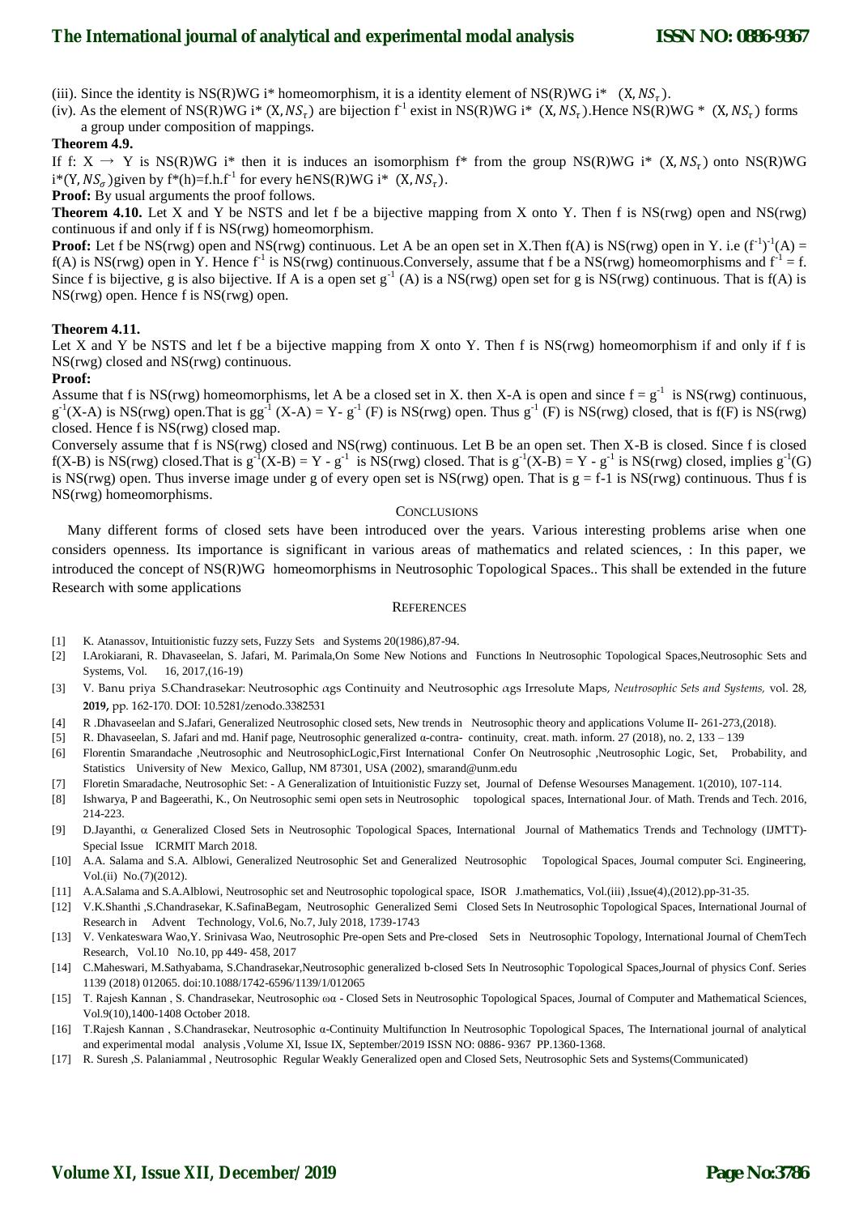(iii). Since the identity is NS(R)WG i* homeomorphism, it is a identity element of NS(R)WG i* $(X, NS_\tau)$.

(iv). As the element of NS(R)WG i* $(X, NS_\tau)$ are bijection $f^{-1}$ exist in NS(R)WG i* $(X, NS_\tau)$. Hence NS(R)WG * $(X, NS_\tau)$ forms a group under composition of mappings.

**Theorem 4.9.**

If f: X → Y is NS(R)WG i* then it is induces an isomorphism f* from the group NS(R)WG i* $(X, NS_\tau)$ onto NS(R)WG i*$(Y, NS_\sigma)$given by $f^*(h)=f.h.f^{-1}$ for every h∈NS(R)WG i* $(X, NS_\tau)$.

**Proof:** By usual arguments the proof follows.

**Theorem 4.10.** Let X and Y be NSTS and let f be a bijective mapping from X onto Y. Then f is NS(rwg) open and NS(rwg) continuous if and only if f is NS(rwg) homeomorphism.

**Proof:** Let f be NS(rwg) open and NS(rwg) continuous. Let A be an open set in X.Then f(A) is NS(rwg) open in Y. i.e $(f^{-1})^{-1}(A)$ = f(A) is NS(rwg) open in Y. Hence $f^{-1}$ is NS(rwg) continuous.Conversely, assume that f be a NS(rwg) homeomorphisms and $f^{-1}$ = f. Since f is bijective, g is also bijective. If A is a open set $g^{-1}$ (A) is a NS(rwg) open set for g is NS(rwg) continuous. That is f(A) is NS(rwg) open. Hence f is NS(rwg) open.

**Theorem 4.11.**

Let X and Y be NSTS and let f be a bijective mapping from X onto Y. Then f is NS(rwg) homeomorphism if and only if f is NS(rwg) closed and NS(rwg) continuous.

**Proof:**

Assume that f is NS(rwg) homeomorphisms, let A be a closed set in X. then X-A is open and since f = $g^{-1}$ is NS(rwg) continuous, $g^{-1}$(X-A) is NS(rwg) open.That is $gg^{-1}$ (X-A) = Y- $g^{-1}$ (F) is NS(rwg) open. Thus $g^{-1}$ (F) is NS(rwg) closed, that is f(F) is NS(rwg) closed. Hence f is NS(rwg) closed map.

Conversely assume that f is NS(rwg) closed and NS(rwg) continuous. Let B be an open set. Then X-B is closed. Since f is closed f(X-B) is NS(rwg) closed.That is $g^{-1}$(X-B) = Y - $g^{-1}$ is NS(rwg) closed. That is $g^{-1}$(X-B) = Y - $g^{-1}$ is NS(rwg) closed, implies $g^{-1}$(G) is NS(rwg) open. Thus inverse image under g of every open set is NS(rwg) open. That is g = f-1 is NS(rwg) continuous. Thus f is NS(rwg) homeomorphisms.

## CONCLUSIONS

Many different forms of closed sets have been introduced over the years. Various interesting problems arise when one considers openness. Its importance is significant in various areas of mathematics and related sciences, : In this paper, we introduced the concept of NS(R)WG homeomorphisms in Neutrosophic Topological Spaces.. This shall be extended in the future Research with some applications

## REFERENCES

[1] K. Atanassov, Intuitionistic fuzzy sets, Fuzzy Sets and Systems 20(1986),87-94.

[2] I.Arokiarani, R. Dhavaseelan, S. Jafari, M. Parimala,On Some New Notions and Functions In Neutrosophic Topological Spaces,Neutrosophic Sets and Systems, Vol. 16, 2017,(16-19)

[3] V. Banu priya S.Chandrasekar: Neutrosophic αgs Continuity and Neutrosophic αgs Irresolute Maps, *Neutrosophic Sets and Systems,* vol. 28, **2019,** pp. 162-170. DOI: 10.5281/zenodo.3382531

[4] R .Dhavaseelan and S.Jafari, Generalized Neutrosophic closed sets, New trends in Neutrosophic theory and applications Volume II- 261-273,(2018).

[5] R. Dhavaseelan, S. Jafari and md. Hanif page, Neutrosophic generalized α-contra- continuity, creat. math. inform. 27 (2018), no. 2, 133 – 139

[6] Florentin Smarandache ,Neutrosophic and NeutrosophicLogic,First International Confer On Neutrosophic ,Neutrosophic Logic, Set, Probability, and Statistics University of New Mexico, Gallup, NM 87301, USA (2002), smarand@unm.edu

[7] Floretin Smaradache, Neutrosophic Set: - A Generalization of Intuitionistic Fuzzy set, Journal of Defense Wesourses Management. 1(2010), 107-114.

[8] Ishwarya, P and Bageerathi, K., On Neutrosophic semi open sets in Neutrosophic topological spaces, International Jour. of Math. Trends and Tech. 2016, 214-223.

[9] D.Jayanthi, α Generalized Closed Sets in Neutrosophic Topological Spaces, International Journal of Mathematics Trends and Technology (IJMTT)- Special Issue ICRMIT March 2018.

[10] A.A. Salama and S.A. Alblowi, Generalized Neutrosophic Set and Generalized Neutrosophic Topological Spaces, Journal computer Sci. Engineering, Vol.(ii) No.(7)(2012).

[11] A.A.Salama and S.A.Alblowi, Neutrosophic set and Neutrosophic topological space, ISOR J.mathematics, Vol.(iii) ,Issue(4),(2012).pp-31-35.

[12] V.K.Shanthi ,S.Chandrasekar, K.SafinaBegam, Neutrosophic Generalized Semi Closed Sets In Neutrosophic Topological Spaces, International Journal of Research in Advent Technology, Vol.6, No.7, July 2018, 1739-1743

[13] V. Venkateswara Wao,Y. Srinivasa Wao, Neutrosophic Pre-open Sets and Pre-closed Sets in Neutrosophic Topology, International Journal of ChemTech Research, Vol.10 No.10, pp 449- 458, 2017

[14] C.Maheswari, M.Sathyabama, S.Chandrasekar,Neutrosophic generalized b-closed Sets In Neutrosophic Topological Spaces,Journal of physics Conf. Series 1139 (2018) 012065. doi:10.1088/1742-6596/1139/1/012065

[15] T. Rajesh Kannan , S. Chandrasekar, Neutrosophic ωα - Closed Sets in Neutrosophic Topological Spaces, Journal of Computer and Mathematical Sciences, Vol.9(10),1400-1408 October 2018.

[16] T.Rajesh Kannan , S.Chandrasekar, Neutrosophic α-Continuity Multifunction In Neutrosophic Topological Spaces, The International journal of analytical and experimental modal analysis ,Volume XI, Issue IX, September/2019 ISSN NO: 0886- 9367 PP.1360-1368.

[17] R. Suresh ,S. Palaniammal , Neutrosophic Regular Weakly Generalized open and Closed Sets, Neutrosophic Sets and Systems(Communicated)